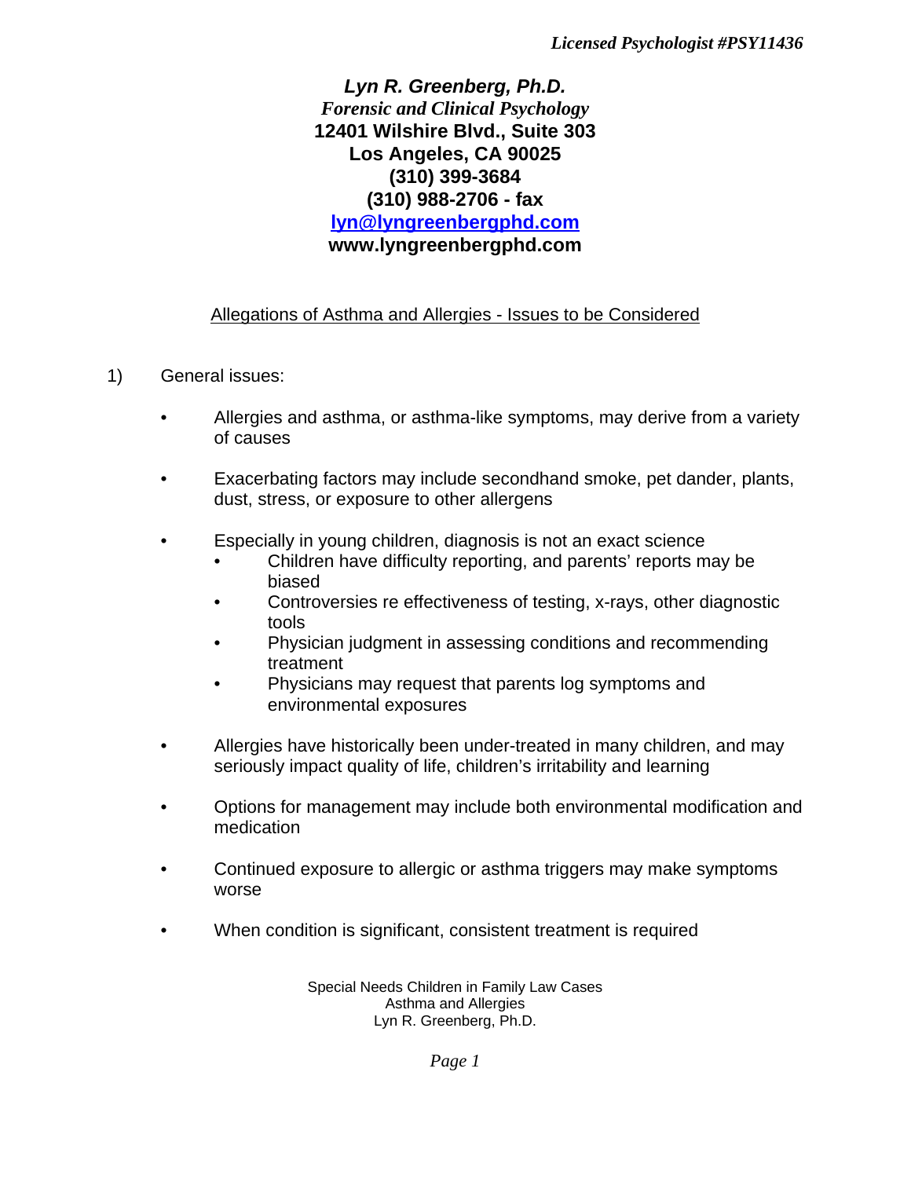*Licensed Psychologist #PSY11436*

***Lyn R. Greenberg, Ph.D.***
***Forensic and Clinical Psychology***
**12401 Wilshire Blvd., Suite 303**
**Los Angeles, CA 90025**
**(310) 399-3684**
**(310) 988-2706 - fax**
**lyn@lyngreenbergphd.com**
**www.lyngreenbergphd.com**

## Allegations of Asthma and Allergies - Issues to be Considered

1) General issues:

- Allergies and asthma, or asthma-like symptoms, may derive from a variety of causes
- Exacerbating factors may include secondhand smoke, pet dander, plants, dust, stress, or exposure to other allergens
- Especially in young children, diagnosis is not an exact science
  - Children have difficulty reporting, and parents' reports may be biased
  - Controversies re effectiveness of testing, x-rays, other diagnostic tools
  - Physician judgment in assessing conditions and recommending treatment
  - Physicians may request that parents log symptoms and environmental exposures
- Allergies have historically been under-treated in many children, and may seriously impact quality of life, children's irritability and learning
- Options for management may include both environmental modification and medication
- Continued exposure to allergic or asthma triggers may make symptoms worse
- When condition is significant, consistent treatment is required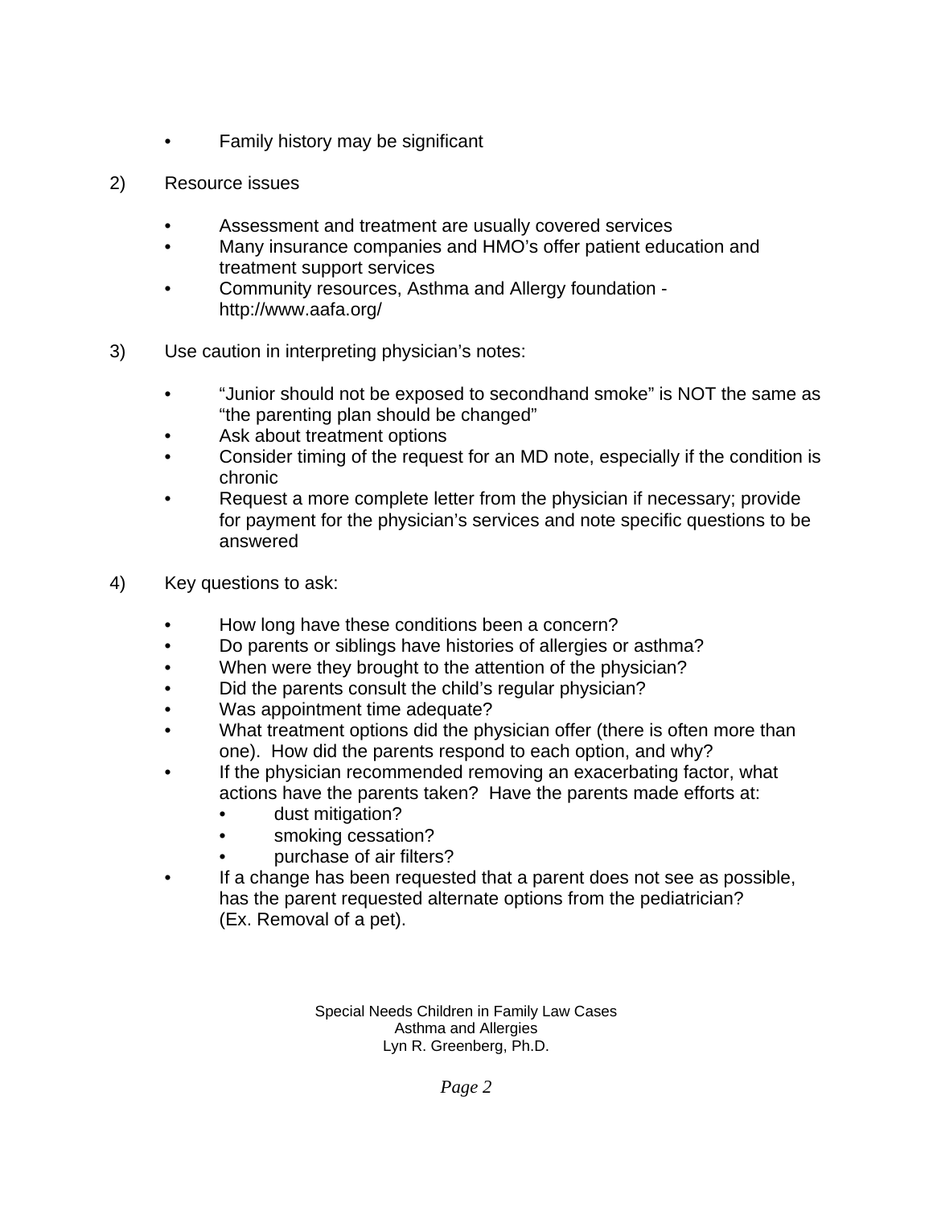- Family history may be significant

2) Resource issues

   - Assessment and treatment are usually covered services
   - Many insurance companies and HMO's offer patient education and treatment support services
   - Community resources, Asthma and Allergy foundation - http://www.aafa.org/

3) Use caution in interpreting physician's notes:

   - "Junior should not be exposed to secondhand smoke" is NOT the same as "the parenting plan should be changed"
   - Ask about treatment options
   - Consider timing of the request for an MD note, especially if the condition is chronic
   - Request a more complete letter from the physician if necessary; provide for payment for the physician's services and note specific questions to be answered

4) Key questions to ask:

   - How long have these conditions been a concern?
   - Do parents or siblings have histories of allergies or asthma?
   - When were they brought to the attention of the physician?
   - Did the parents consult the child's regular physician?
   - Was appointment time adequate?
   - What treatment options did the physician offer (there is often more than one). How did the parents respond to each option, and why?
   - If the physician recommended removing an exacerbating factor, what actions have the parents taken? Have the parents made efforts at:
     - dust mitigation?
     - smoking cessation?
     - purchase of air filters?
   - If a change has been requested that a parent does not see as possible, has the parent requested alternate options from the pediatrician? (Ex. Removal of a pet).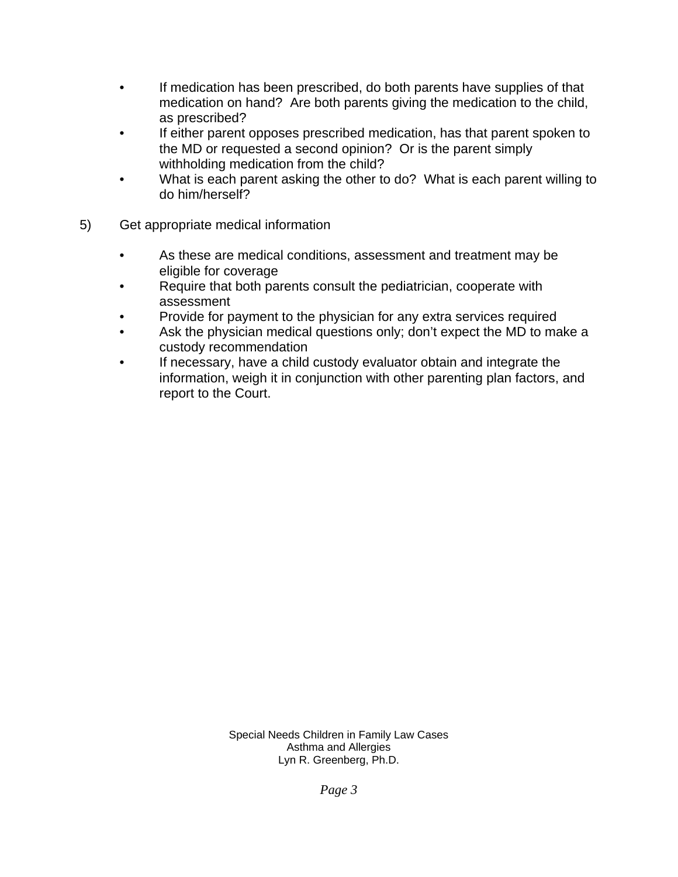- If medication has been prescribed, do both parents have supplies of that medication on hand? Are both parents giving the medication to the child, as prescribed?
- If either parent opposes prescribed medication, has that parent spoken to the MD or requested a second opinion? Or is the parent simply withholding medication from the child?
- What is each parent asking the other to do? What is each parent willing to do him/herself?

5) Get appropriate medical information

- As these are medical conditions, assessment and treatment may be eligible for coverage
- Require that both parents consult the pediatrician, cooperate with assessment
- Provide for payment to the physician for any extra services required
- Ask the physician medical questions only; don't expect the MD to make a custody recommendation
- If necessary, have a child custody evaluator obtain and integrate the information, weigh it in conjunction with other parenting plan factors, and report to the Court.